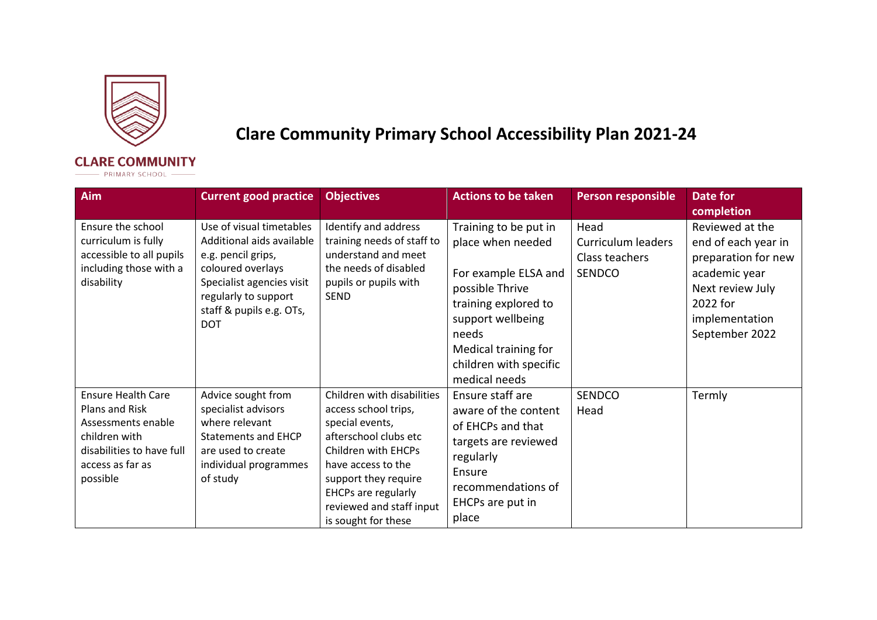# Clare Community Primary School Accessibility Plan 2021-24

| Aim | Current good practice | Objectives | Actions to be taken | Person responsible | Date for completion |
|---|---|---|---|---|---|
| Ensure the school curriculum is fully accessible to all pupils including those with a disability | Use of visual timetables<br>Additional aids available e.g. pencil grips, coloured overlays<br>Specialist agencies visit regularly to support staff & pupils e.g. OTs, DOT | Identify and address training needs of staff to understand and meet the needs of disabled pupils or pupils with SEND | Training to be put in place when needed<br><br>For example ELSA and possible Thrive training explored to support wellbeing needs<br>Medical training for children with specific medical needs | Head<br>Curriculum leaders<br>Class teachers<br>SENDCO | Reviewed at the end of each year in preparation for new academic year<br>Next review July 2022 for implementation September 2022 |
| Ensure Health Care Plans and Risk Assessments enable children with disabilities to have full access as far as possible | Advice sought from specialist advisors where relevant<br>Statements and EHCP are used to create individual programmes of study | Children with disabilities access school trips, special events, afterschool clubs etc<br>Children with EHCPs have access to the support they require<br>EHCPs are regularly reviewed and staff input is sought for these | Ensure staff are aware of the content of EHCPs and that targets are reviewed regularly<br>Ensure recommendations of EHCPs are put in place | SENDCO<br>Head | Termly |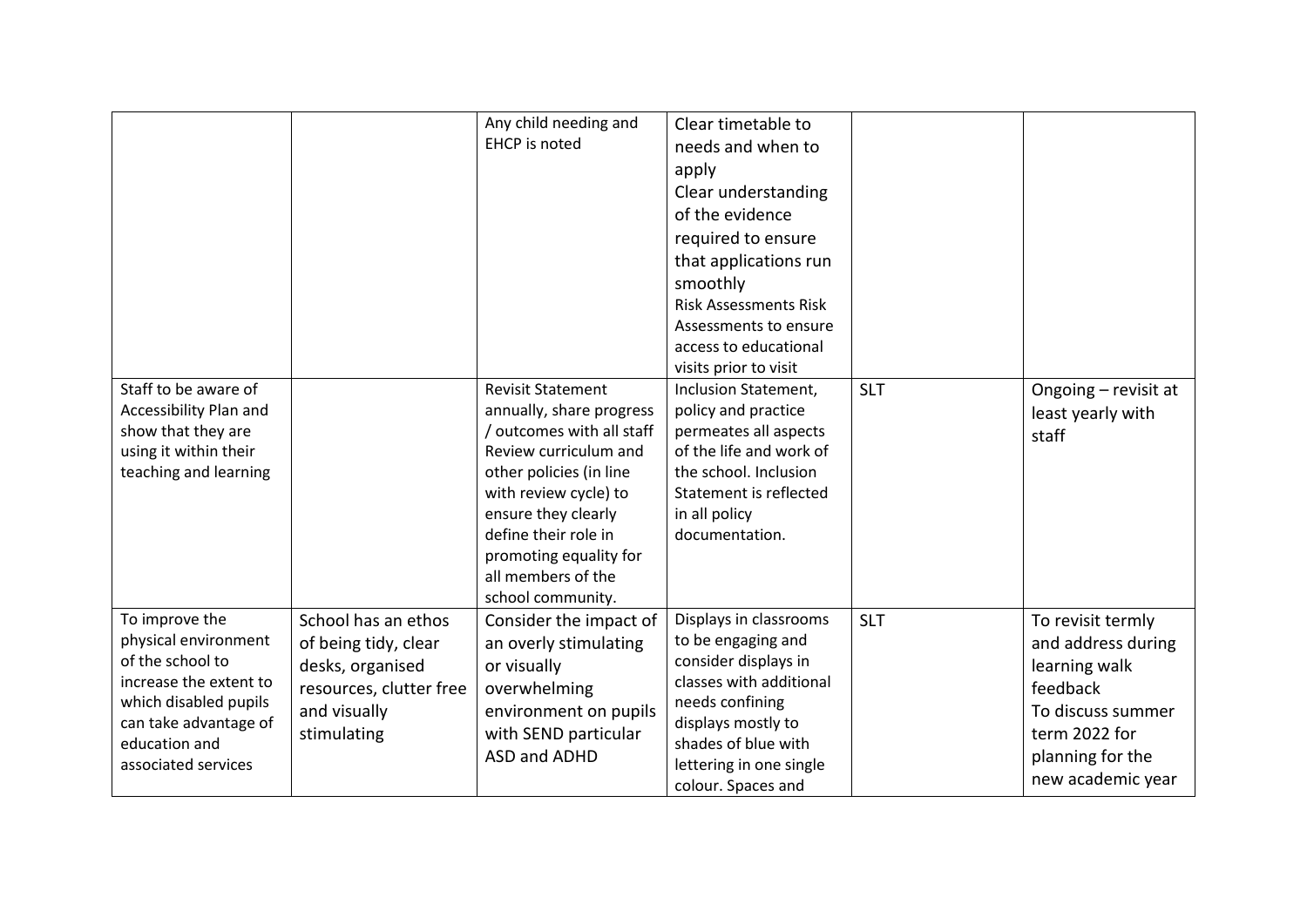| | | | | | |
|---|---|---|---|---|---|
| | | Any child needing and EHCP is noted | Clear timetable to needs and when to apply<br>Clear understanding of the evidence required to ensure that applications run smoothly<br>Risk Assessments Risk Assessments to ensure access to educational visits prior to visit | | |
| Staff to be aware of Accessibility Plan and show that they are using it within their teaching and learning | | Revisit Statement annually, share progress / outcomes with all staff Review curriculum and other policies (in line with review cycle) to ensure they clearly define their role in promoting equality for all members of the school community. | Inclusion Statement, policy and practice permeates all aspects of the life and work of the school. Inclusion Statement is reflected in all policy documentation. | SLT | Ongoing – revisit at least yearly with staff |
| To improve the physical environment of the school to increase the extent to which disabled pupils can take advantage of education and associated services | School has an ethos of being tidy, clear desks, organised resources, clutter free and visually stimulating | Consider the impact of an overly stimulating or visually overwhelming environment on pupils with SEND particular ASD and ADHD | Displays in classrooms to be engaging and consider displays in classes with additional needs confining displays mostly to shades of blue with lettering in one single colour. Spaces and | SLT | To revisit termly and address during learning walk feedback<br>To discuss summer term 2022 for planning for the new academic year |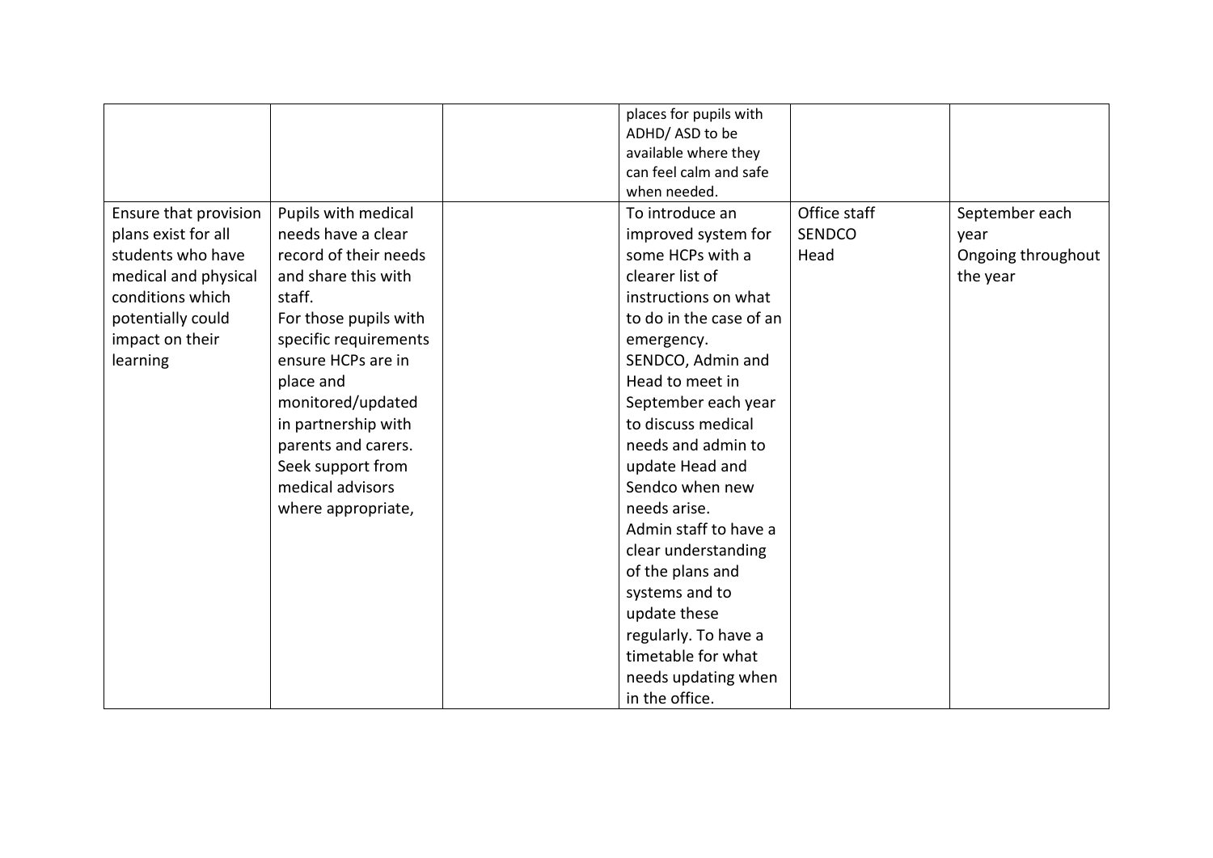| | | | | | |
|---|---|---|---|---|---|
| | | | places for pupils with ADHD/ ASD to be available where they can feel calm and safe when needed. | | |
| Ensure that provision plans exist for all students who have medical and physical conditions which potentially could impact on their learning | Pupils with medical needs have a clear record of their needs and share this with staff.<br>For those pupils with specific requirements ensure HCPs are in place and monitored/updated in partnership with parents and carers.<br>Seek support from medical advisors where appropriate, | | To introduce an improved system for some HCPs with a clearer list of instructions on what to do in the case of an emergency.<br>SENDCO, Admin and Head to meet in September each year to discuss medical needs and admin to update Head and Sendco when new needs arise.<br>Admin staff to have a clear understanding of the plans and systems and to update these regularly. To have a timetable for what needs updating when in the office. | Office staff<br>SENDCO<br>Head | September each year<br>Ongoing throughout the year |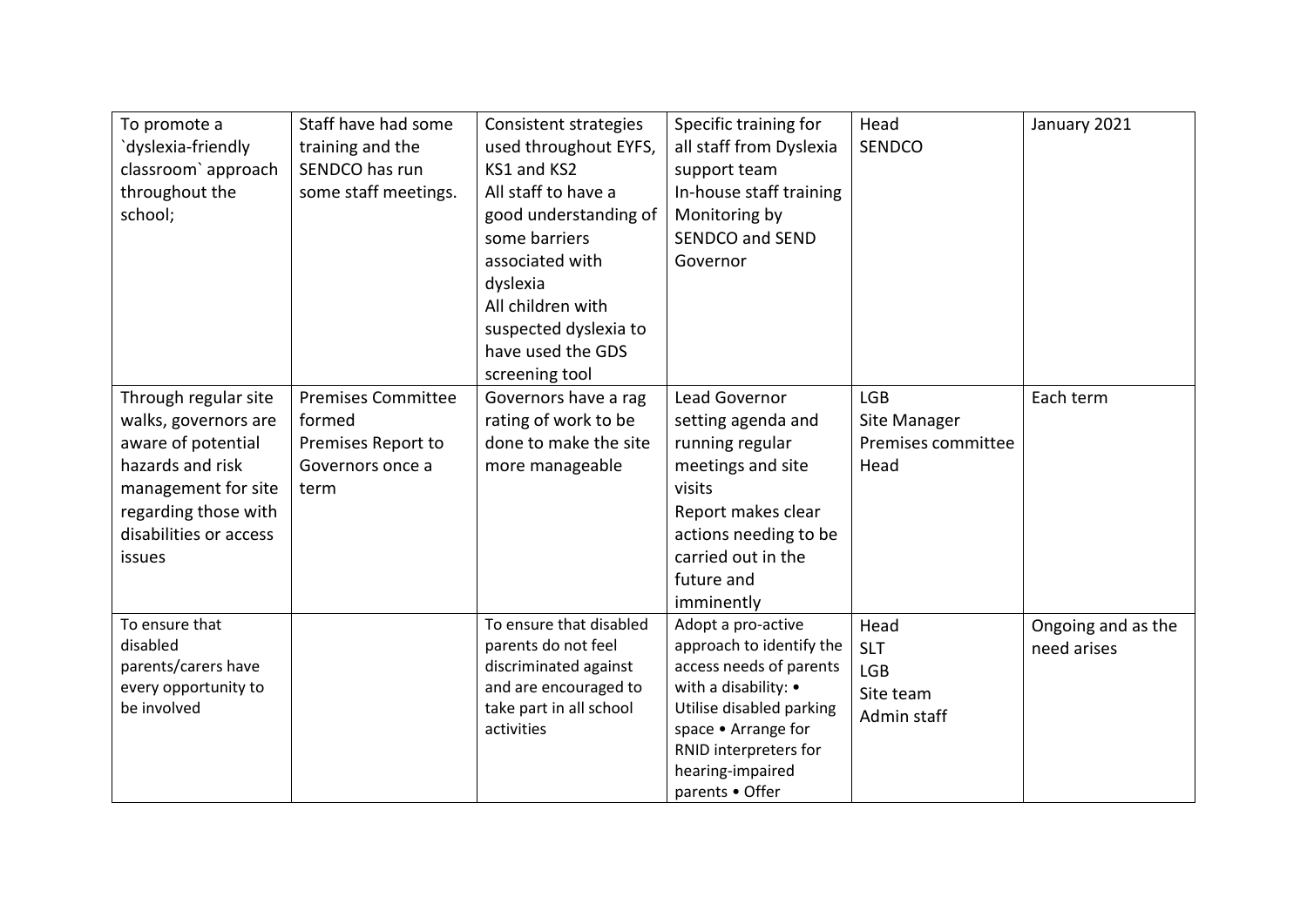| To promote a `dyslexia-friendly classroom` approach throughout the school; | Staff have had some training and the SENDCO has run some staff meetings. | Consistent strategies used throughout EYFS, KS1 and KS2<br>All staff to have a good understanding of some barriers associated with dyslexia<br>All children with suspected dyslexia to have used the GDS screening tool | Specific training for all staff from Dyslexia support team<br>In-house staff training<br>Monitoring by SENDCO and SEND Governor | Head<br>SENDCO | January 2021 |
|---|---|---|---|---|---|
| Through regular site walks, governors are aware of potential hazards and risk management for site regarding those with disabilities or access issues | Premises Committee formed<br>Premises Report to Governors once a term | Governors have a rag rating of work to be done to make the site more manageable | Lead Governor setting agenda and running regular meetings and site visits<br>Report makes clear actions needing to be carried out in the future and imminently | LGB<br>Site Manager<br>Premises committee<br>Head | Each term |
| To ensure that disabled parents/carers have every opportunity to be involved | | To ensure that disabled parents do not feel discriminated against and are encouraged to take part in all school activities | Adopt a pro-active approach to identify the access needs of parents with a disability: • Utilise disabled parking space • Arrange for RNID interpreters for hearing-impaired parents • Offer | Head<br>SLT<br>LGB<br>Site team<br>Admin staff | Ongoing and as the need arises |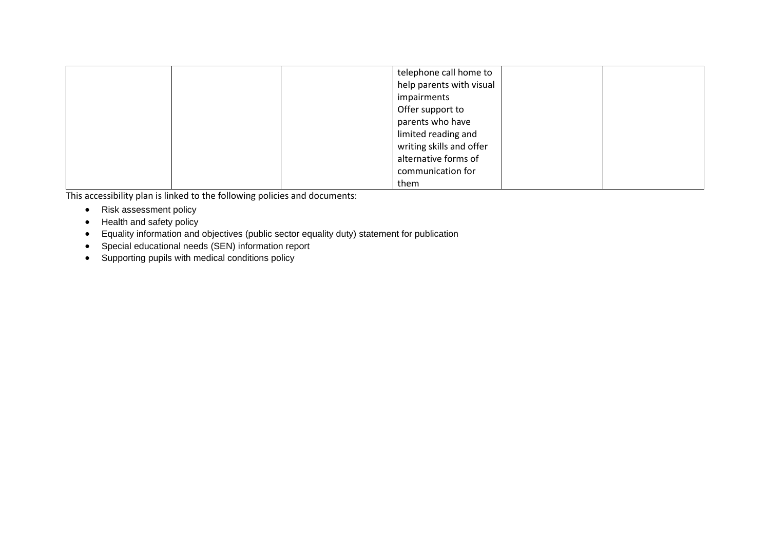| | | | | | |
|---|---|---|---|---|---|
| | | | telephone call home to help parents with visual impairments<br>Offer support to parents who have limited reading and writing skills and offer alternative forms of communication for them | | |

This accessibility plan is linked to the following policies and documents:

- Risk assessment policy
- Health and safety policy
- Equality information and objectives (public sector equality duty) statement for publication
- Special educational needs (SEN) information report
- Supporting pupils with medical conditions policy